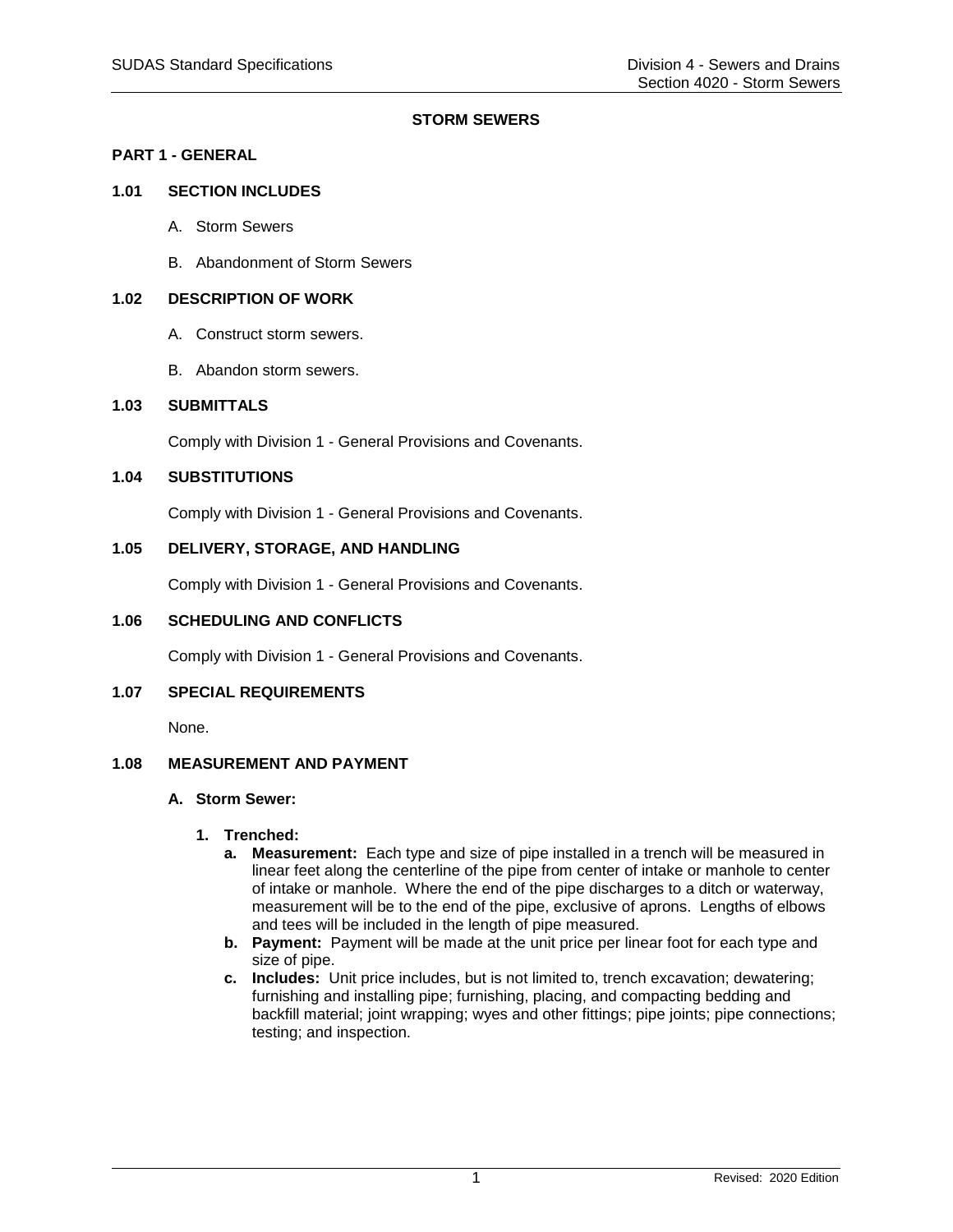# STORM SEWERS

## PART 1 - GENERAL

### 1.01 SECTION INCLUDES

A. Storm Sewers

B. Abandonment of Storm Sewers

### 1.02 DESCRIPTION OF WORK

A. Construct storm sewers.

B. Abandon storm sewers.

### 1.03 SUBMITTALS

Comply with Division 1 - General Provisions and Covenants.

### 1.04 SUBSTITUTIONS

Comply with Division 1 - General Provisions and Covenants.

### 1.05 DELIVERY, STORAGE, AND HANDLING

Comply with Division 1 - General Provisions and Covenants.

### 1.06 SCHEDULING AND CONFLICTS

Comply with Division 1 - General Provisions and Covenants.

### 1.07 SPECIAL REQUIREMENTS

None.

### 1.08 MEASUREMENT AND PAYMENT

**A. Storm Sewer:**

1. **Trenched:**
   a. **Measurement:** Each type and size of pipe installed in a trench will be measured in linear feet along the centerline of the pipe from center of intake or manhole to center of intake or manhole. Where the end of the pipe discharges to a ditch or waterway, measurement will be to the end of the pipe, exclusive of aprons. Lengths of elbows and tees will be included in the length of pipe measured.
   
   b. **Payment:** Payment will be made at the unit price per linear foot for each type and size of pipe.
   
   c. **Includes:** Unit price includes, but is not limited to, trench excavation; dewatering; furnishing and installing pipe; furnishing, placing, and compacting bedding and backfill material; joint wrapping; wyes and other fittings; pipe joints; pipe connections; testing; and inspection.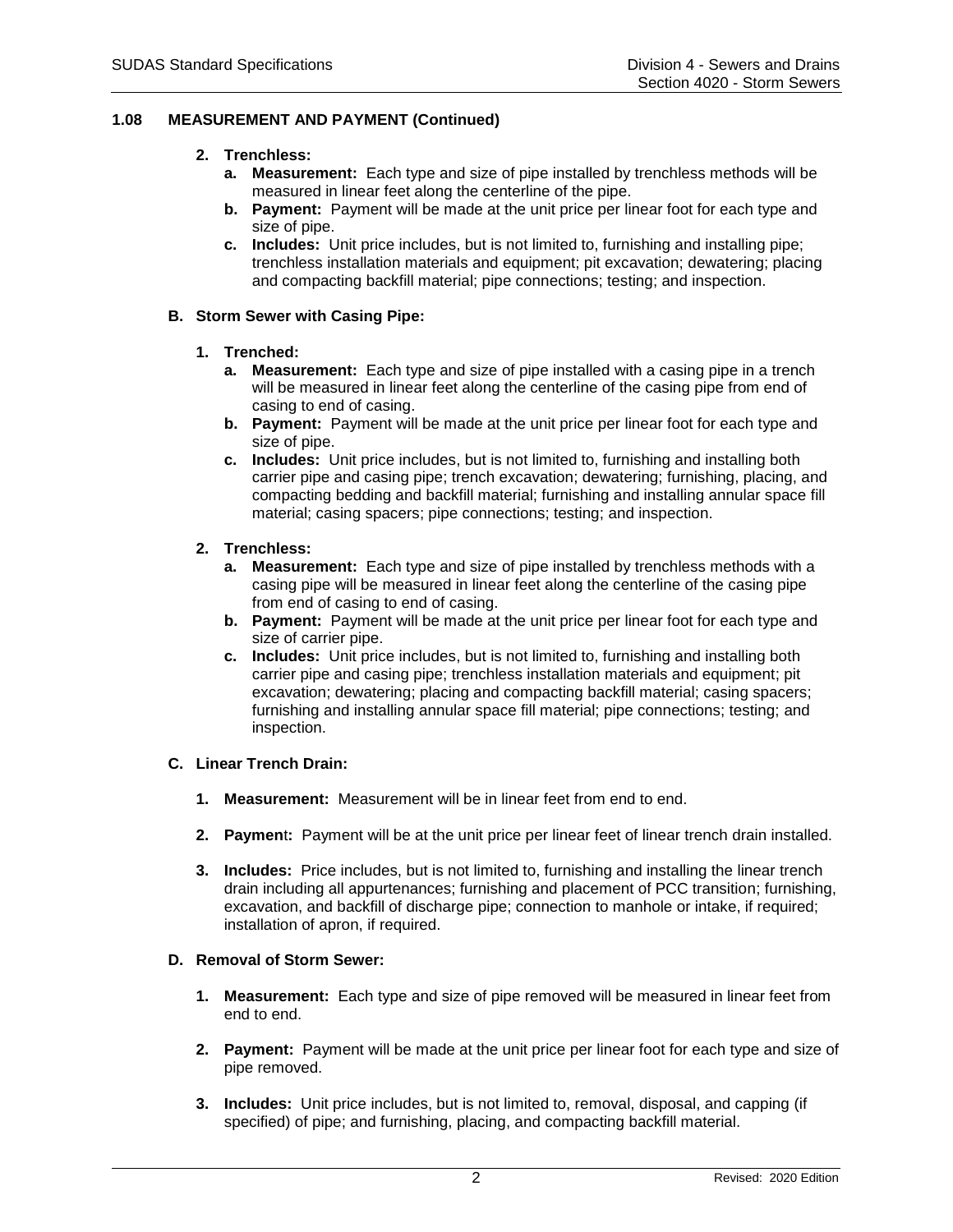## 1.08 MEASUREMENT AND PAYMENT (Continued)

2. **Trenchless:**
   a. **Measurement:** Each type and size of pipe installed by trenchless methods will be measured in linear feet along the centerline of the pipe.
   b. **Payment:** Payment will be made at the unit price per linear foot for each type and size of pipe.
   c. **Includes:** Unit price includes, but is not limited to, furnishing and installing pipe; trenchless installation materials and equipment; pit excavation; dewatering; placing and compacting backfill material; pipe connections; testing; and inspection.

### B. Storm Sewer with Casing Pipe:

1. **Trenched:**
   a. **Measurement:** Each type and size of pipe installed with a casing pipe in a trench will be measured in linear feet along the centerline of the casing pipe from end of casing to end of casing.
   b. **Payment:** Payment will be made at the unit price per linear foot for each type and size of pipe.
   c. **Includes:** Unit price includes, but is not limited to, furnishing and installing both carrier pipe and casing pipe; trench excavation; dewatering; furnishing, placing, and compacting bedding and backfill material; furnishing and installing annular space fill material; casing spacers; pipe connections; testing; and inspection.

2. **Trenchless:**
   a. **Measurement:** Each type and size of pipe installed by trenchless methods with a casing pipe will be measured in linear feet along the centerline of the casing pipe from end of casing to end of casing.
   b. **Payment:** Payment will be made at the unit price per linear foot for each type and size of carrier pipe.
   c. **Includes:** Unit price includes, but is not limited to, furnishing and installing both carrier pipe and casing pipe; trenchless installation materials and equipment; pit excavation; dewatering; placing and compacting backfill material; casing spacers; furnishing and installing annular space fill material; pipe connections; testing; and inspection.

### C. Linear Trench Drain:

1. **Measurement:** Measurement will be in linear feet from end to end.

2. **Payment:** Payment will be at the unit price per linear feet of linear trench drain installed.

3. **Includes:** Price includes, but is not limited to, furnishing and installing the linear trench drain including all appurtenances; furnishing and placement of PCC transition; furnishing, excavation, and backfill of discharge pipe; connection to manhole or intake, if required; installation of apron, if required.

### D. Removal of Storm Sewer:

1. **Measurement:** Each type and size of pipe removed will be measured in linear feet from end to end.

2. **Payment:** Payment will be made at the unit price per linear foot for each type and size of pipe removed.

3. **Includes:** Unit price includes, but is not limited to, removal, disposal, and capping (if specified) of pipe; and furnishing, placing, and compacting backfill material.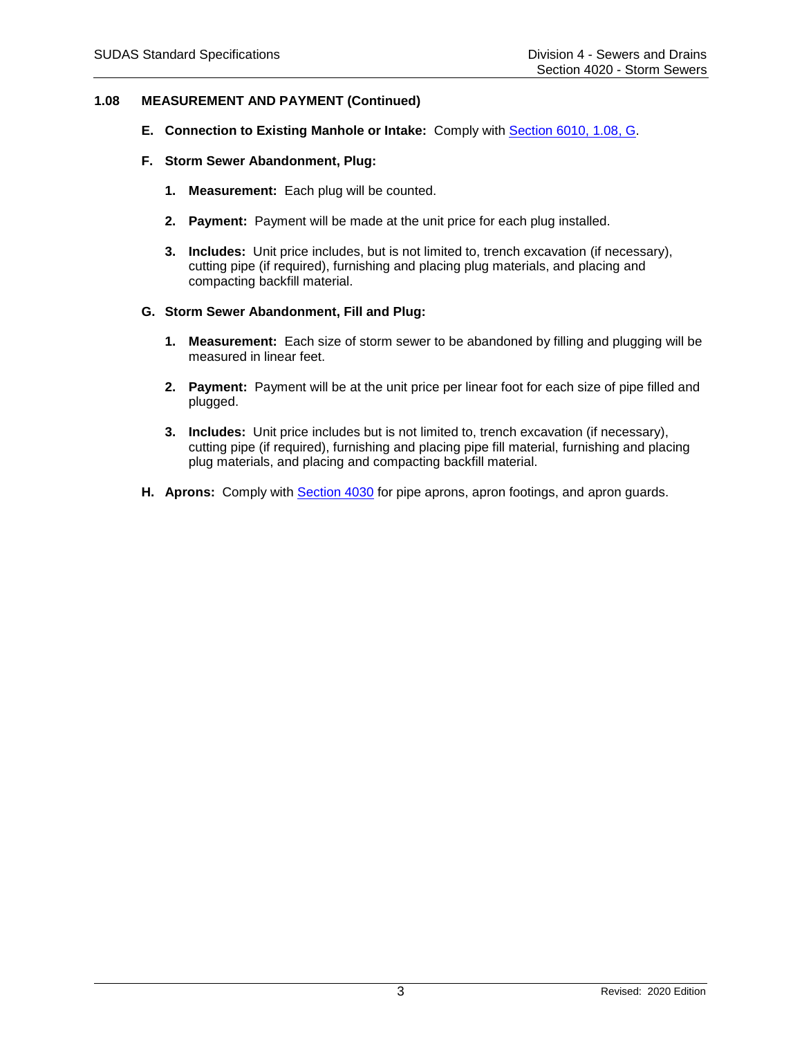## 1.08 MEASUREMENT AND PAYMENT (Continued)

**E. Connection to Existing Manhole or Intake:** Comply with Section 6010, 1.08, G.

**F. Storm Sewer Abandonment, Plug:**

1. **Measurement:** Each plug will be counted.

2. **Payment:** Payment will be made at the unit price for each plug installed.

3. **Includes:** Unit price includes, but is not limited to, trench excavation (if necessary), cutting pipe (if required), furnishing and placing plug materials, and placing and compacting backfill material.

**G. Storm Sewer Abandonment, Fill and Plug:**

1. **Measurement:** Each size of storm sewer to be abandoned by filling and plugging will be measured in linear feet.

2. **Payment:** Payment will be at the unit price per linear foot for each size of pipe filled and plugged.

3. **Includes:** Unit price includes but is not limited to, trench excavation (if necessary), cutting pipe (if required), furnishing and placing pipe fill material, furnishing and placing plug materials, and placing and compacting backfill material.

**H. Aprons:** Comply with Section 4030 for pipe aprons, apron footings, and apron guards.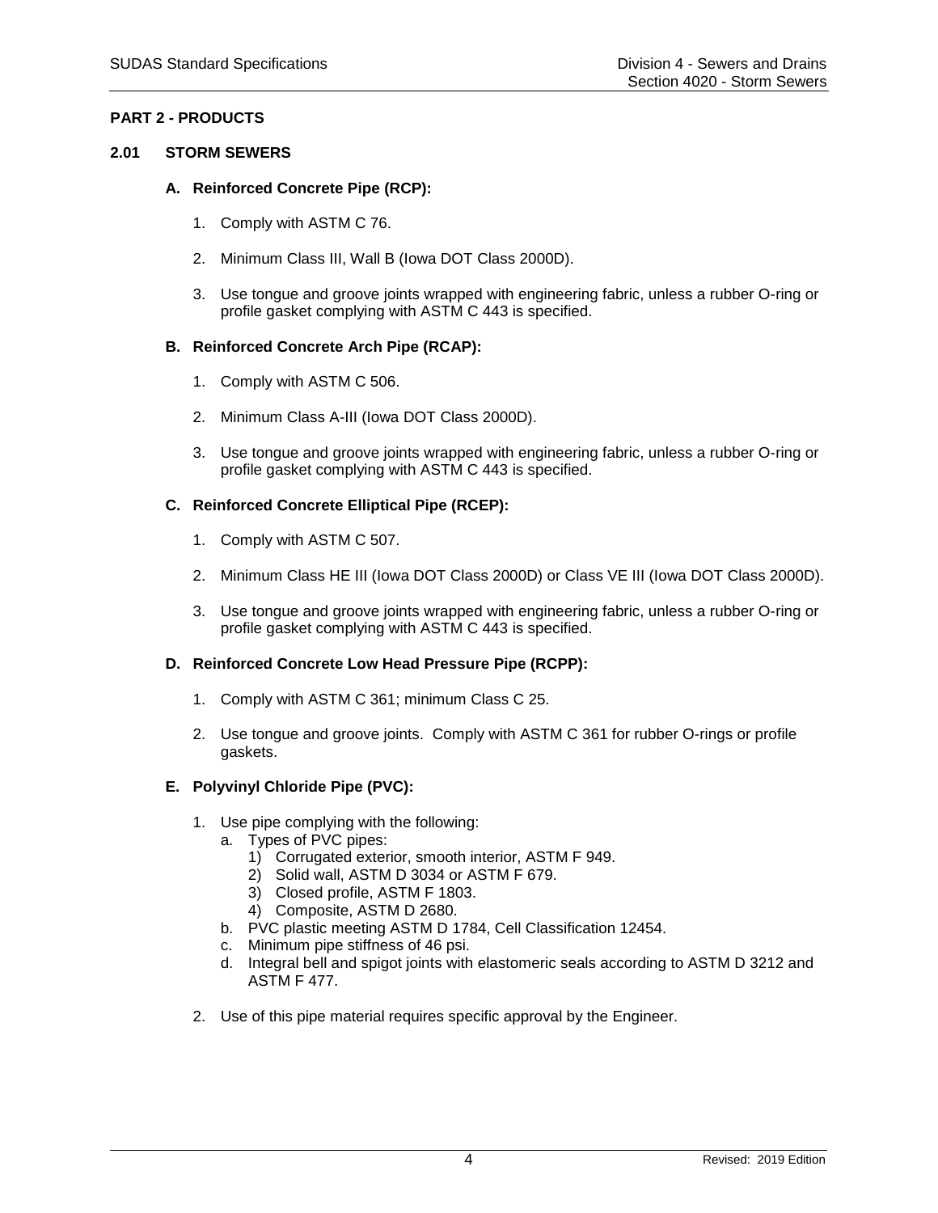## PART 2 - PRODUCTS

### 2.01 STORM SEWERS

**A. Reinforced Concrete Pipe (RCP):**

1. Comply with ASTM C 76.
2. Minimum Class III, Wall B (Iowa DOT Class 2000D).
3. Use tongue and groove joints wrapped with engineering fabric, unless a rubber O-ring or profile gasket complying with ASTM C 443 is specified.

**B. Reinforced Concrete Arch Pipe (RCAP):**

1. Comply with ASTM C 506.
2. Minimum Class A-III (Iowa DOT Class 2000D).
3. Use tongue and groove joints wrapped with engineering fabric, unless a rubber O-ring or profile gasket complying with ASTM C 443 is specified.

**C. Reinforced Concrete Elliptical Pipe (RCEP):**

1. Comply with ASTM C 507.
2. Minimum Class HE III (Iowa DOT Class 2000D) or Class VE III (Iowa DOT Class 2000D).
3. Use tongue and groove joints wrapped with engineering fabric, unless a rubber O-ring or profile gasket complying with ASTM C 443 is specified.

**D. Reinforced Concrete Low Head Pressure Pipe (RCPP):**

1. Comply with ASTM C 361; minimum Class C 25.
2. Use tongue and groove joints. Comply with ASTM C 361 for rubber O-rings or profile gaskets.

**E. Polyvinyl Chloride Pipe (PVC):**

1. Use pipe complying with the following:
   a. Types of PVC pipes:
      1) Corrugated exterior, smooth interior, ASTM F 949.
      2) Solid wall, ASTM D 3034 or ASTM F 679.
      3) Closed profile, ASTM F 1803.
      4) Composite, ASTM D 2680.
   b. PVC plastic meeting ASTM D 1784, Cell Classification 12454.
   c. Minimum pipe stiffness of 46 psi.
   d. Integral bell and spigot joints with elastomeric seals according to ASTM D 3212 and ASTM F 477.
2. Use of this pipe material requires specific approval by the Engineer.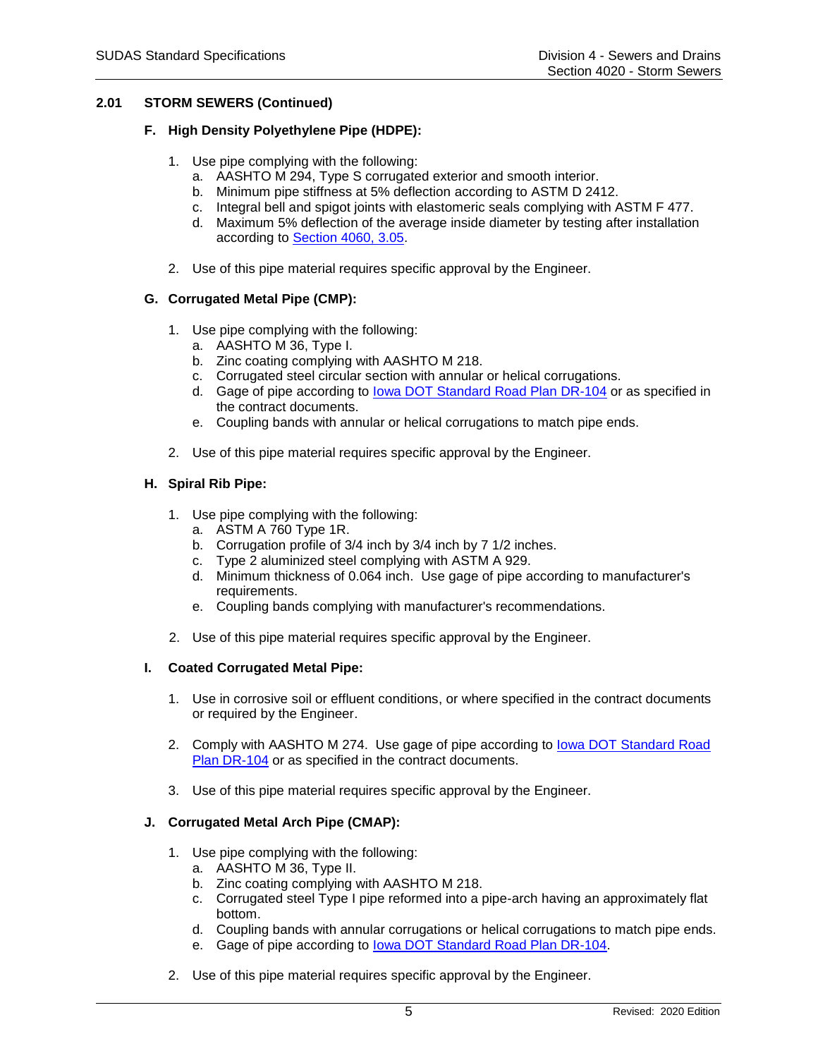## 2.01 STORM SEWERS (Continued)

### F. High Density Polyethylene Pipe (HDPE):

1. Use pipe complying with the following:
   a. AASHTO M 294, Type S corrugated exterior and smooth interior.
   b. Minimum pipe stiffness at 5% deflection according to ASTM D 2412.
   c. Integral bell and spigot joints with elastomeric seals complying with ASTM F 477.
   d. Maximum 5% deflection of the average inside diameter by testing after installation according to Section 4060, 3.05.

2. Use of this pipe material requires specific approval by the Engineer.

### G. Corrugated Metal Pipe (CMP):

1. Use pipe complying with the following:
   a. AASHTO M 36, Type I.
   b. Zinc coating complying with AASHTO M 218.
   c. Corrugated steel circular section with annular or helical corrugations.
   d. Gage of pipe according to Iowa DOT Standard Road Plan DR-104 or as specified in the contract documents.
   e. Coupling bands with annular or helical corrugations to match pipe ends.

2. Use of this pipe material requires specific approval by the Engineer.

### H. Spiral Rib Pipe:

1. Use pipe complying with the following:
   a. ASTM A 760 Type 1R.
   b. Corrugation profile of 3/4 inch by 3/4 inch by 7 1/2 inches.
   c. Type 2 aluminized steel complying with ASTM A 929.
   d. Minimum thickness of 0.064 inch. Use gage of pipe according to manufacturer's requirements.
   e. Coupling bands complying with manufacturer's recommendations.

2. Use of this pipe material requires specific approval by the Engineer.

### I. Coated Corrugated Metal Pipe:

1. Use in corrosive soil or effluent conditions, or where specified in the contract documents or required by the Engineer.

2. Comply with AASHTO M 274. Use gage of pipe according to Iowa DOT Standard Road Plan DR-104 or as specified in the contract documents.

3. Use of this pipe material requires specific approval by the Engineer.

### J. Corrugated Metal Arch Pipe (CMAP):

1. Use pipe complying with the following:
   a. AASHTO M 36, Type II.
   b. Zinc coating complying with AASHTO M 218.
   c. Corrugated steel Type I pipe reformed into a pipe-arch having an approximately flat bottom.
   d. Coupling bands with annular corrugations or helical corrugations to match pipe ends.
   e. Gage of pipe according to Iowa DOT Standard Road Plan DR-104.

2. Use of this pipe material requires specific approval by the Engineer.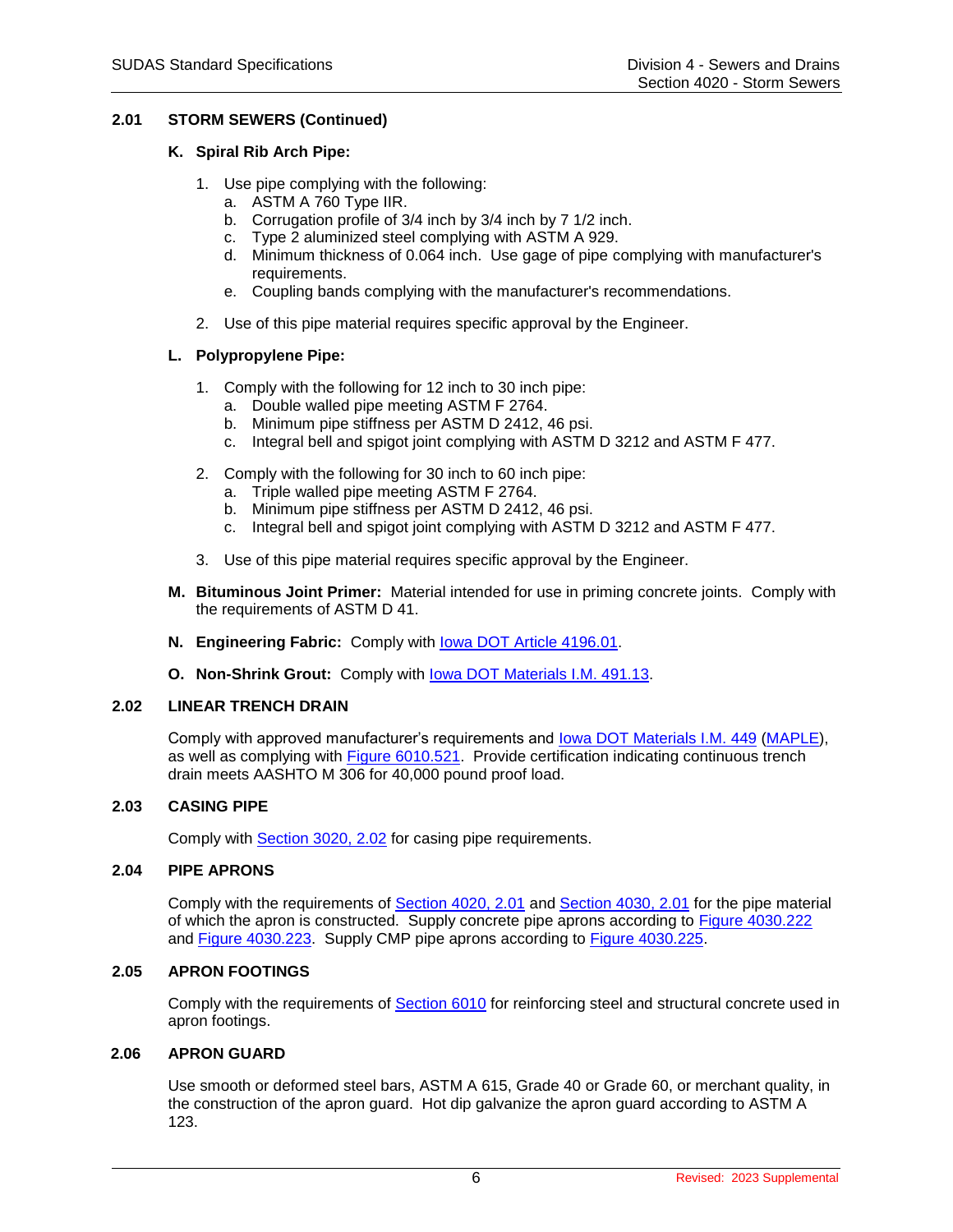## 2.01 STORM SEWERS (Continued)

### K. Spiral Rib Arch Pipe:

1. Use pipe complying with the following:
   a. ASTM A 760 Type IIR.
   b. Corrugation profile of 3/4 inch by 3/4 inch by 7 1/2 inch.
   c. Type 2 aluminized steel complying with ASTM A 929.
   d. Minimum thickness of 0.064 inch. Use gage of pipe complying with manufacturer's requirements.
   e. Coupling bands complying with the manufacturer's recommendations.

2. Use of this pipe material requires specific approval by the Engineer.

### L. Polypropylene Pipe:

1. Comply with the following for 12 inch to 30 inch pipe:
   a. Double walled pipe meeting ASTM F 2764.
   b. Minimum pipe stiffness per ASTM D 2412, 46 psi.
   c. Integral bell and spigot joint complying with ASTM D 3212 and ASTM F 477.

2. Comply with the following for 30 inch to 60 inch pipe:
   a. Triple walled pipe meeting ASTM F 2764.
   b. Minimum pipe stiffness per ASTM D 2412, 46 psi.
   c. Integral bell and spigot joint complying with ASTM D 3212 and ASTM F 477.

3. Use of this pipe material requires specific approval by the Engineer.

**M. Bituminous Joint Primer:** Material intended for use in priming concrete joints. Comply with the requirements of ASTM D 41.

**N. Engineering Fabric:** Comply with Iowa DOT Article 4196.01.

**O. Non-Shrink Grout:** Comply with Iowa DOT Materials I.M. 491.13.

## 2.02 LINEAR TRENCH DRAIN

Comply with approved manufacturer's requirements and Iowa DOT Materials I.M. 449 (MAPLE), as well as complying with Figure 6010.521. Provide certification indicating continuous trench drain meets AASHTO M 306 for 40,000 pound proof load.

## 2.03 CASING PIPE

Comply with Section 3020, 2.02 for casing pipe requirements.

## 2.04 PIPE APRONS

Comply with the requirements of Section 4020, 2.01 and Section 4030, 2.01 for the pipe material of which the apron is constructed. Supply concrete pipe aprons according to Figure 4030.222 and Figure 4030.223. Supply CMP pipe aprons according to Figure 4030.225.

## 2.05 APRON FOOTINGS

Comply with the requirements of Section 6010 for reinforcing steel and structural concrete used in apron footings.

## 2.06 APRON GUARD

Use smooth or deformed steel bars, ASTM A 615, Grade 40 or Grade 60, or merchant quality, in the construction of the apron guard. Hot dip galvanize the apron guard according to ASTM A 123.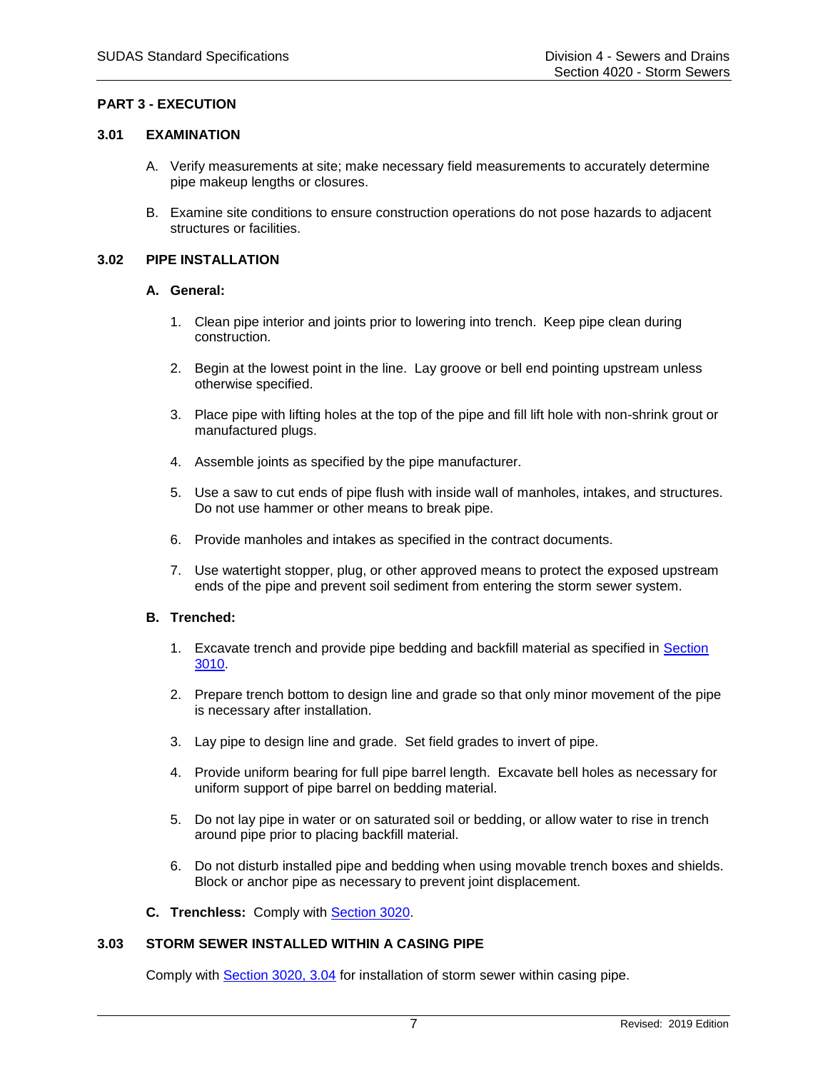## PART 3 - EXECUTION

### 3.01 EXAMINATION

A. Verify measurements at site; make necessary field measurements to accurately determine pipe makeup lengths or closures.

B. Examine site conditions to ensure construction operations do not pose hazards to adjacent structures or facilities.

### 3.02 PIPE INSTALLATION

**A. General:**

1. Clean pipe interior and joints prior to lowering into trench. Keep pipe clean during construction.

2. Begin at the lowest point in the line. Lay groove or bell end pointing upstream unless otherwise specified.

3. Place pipe with lifting holes at the top of the pipe and fill lift hole with non-shrink grout or manufactured plugs.

4. Assemble joints as specified by the pipe manufacturer.

5. Use a saw to cut ends of pipe flush with inside wall of manholes, intakes, and structures. Do not use hammer or other means to break pipe.

6. Provide manholes and intakes as specified in the contract documents.

7. Use watertight stopper, plug, or other approved means to protect the exposed upstream ends of the pipe and prevent soil sediment from entering the storm sewer system.

**B. Trenched:**

1. Excavate trench and provide pipe bedding and backfill material as specified in Section 3010.

2. Prepare trench bottom to design line and grade so that only minor movement of the pipe is necessary after installation.

3. Lay pipe to design line and grade. Set field grades to invert of pipe.

4. Provide uniform bearing for full pipe barrel length. Excavate bell holes as necessary for uniform support of pipe barrel on bedding material.

5. Do not lay pipe in water or on saturated soil or bedding, or allow water to rise in trench around pipe prior to placing backfill material.

6. Do not disturb installed pipe and bedding when using movable trench boxes and shields. Block or anchor pipe as necessary to prevent joint displacement.

**C. Trenchless:** Comply with Section 3020.

### 3.03 STORM SEWER INSTALLED WITHIN A CASING PIPE

Comply with Section 3020, 3.04 for installation of storm sewer within casing pipe.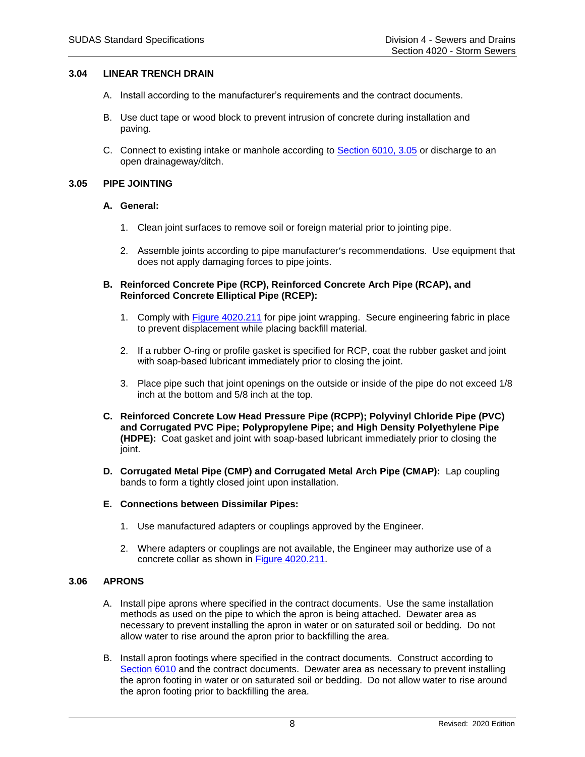### 3.04 LINEAR TRENCH DRAIN

A. Install according to the manufacturer's requirements and the contract documents.

B. Use duct tape or wood block to prevent intrusion of concrete during installation and paving.

C. Connect to existing intake or manhole according to Section 6010, 3.05 or discharge to an open drainageway/ditch.

### 3.05 PIPE JOINTING

**A. General:**

1. Clean joint surfaces to remove soil or foreign material prior to jointing pipe.

2. Assemble joints according to pipe manufacturer's recommendations. Use equipment that does not apply damaging forces to pipe joints.

**B. Reinforced Concrete Pipe (RCP), Reinforced Concrete Arch Pipe (RCAP), and Reinforced Concrete Elliptical Pipe (RCEP):**

1. Comply with Figure 4020.211 for pipe joint wrapping. Secure engineering fabric in place to prevent displacement while placing backfill material.

2. If a rubber O-ring or profile gasket is specified for RCP, coat the rubber gasket and joint with soap-based lubricant immediately prior to closing the joint.

3. Place pipe such that joint openings on the outside or inside of the pipe do not exceed 1/8 inch at the bottom and 5/8 inch at the top.

**C. Reinforced Concrete Low Head Pressure Pipe (RCPP); Polyvinyl Chloride Pipe (PVC) and Corrugated PVC Pipe; Polypropylene Pipe; and High Density Polyethylene Pipe (HDPE):** Coat gasket and joint with soap-based lubricant immediately prior to closing the joint.

**D. Corrugated Metal Pipe (CMP) and Corrugated Metal Arch Pipe (CMAP):** Lap coupling bands to form a tightly closed joint upon installation.

**E. Connections between Dissimilar Pipes:**

1. Use manufactured adapters or couplings approved by the Engineer.

2. Where adapters or couplings are not available, the Engineer may authorize use of a concrete collar as shown in Figure 4020.211.

### 3.06 APRONS

A. Install pipe aprons where specified in the contract documents. Use the same installation methods as used on the pipe to which the apron is being attached. Dewater area as necessary to prevent installing the apron in water or on saturated soil or bedding. Do not allow water to rise around the apron prior to backfilling the area.

B. Install apron footings where specified in the contract documents. Construct according to Section 6010 and the contract documents. Dewater area as necessary to prevent installing the apron footing in water or on saturated soil or bedding. Do not allow water to rise around the apron footing prior to backfilling the area.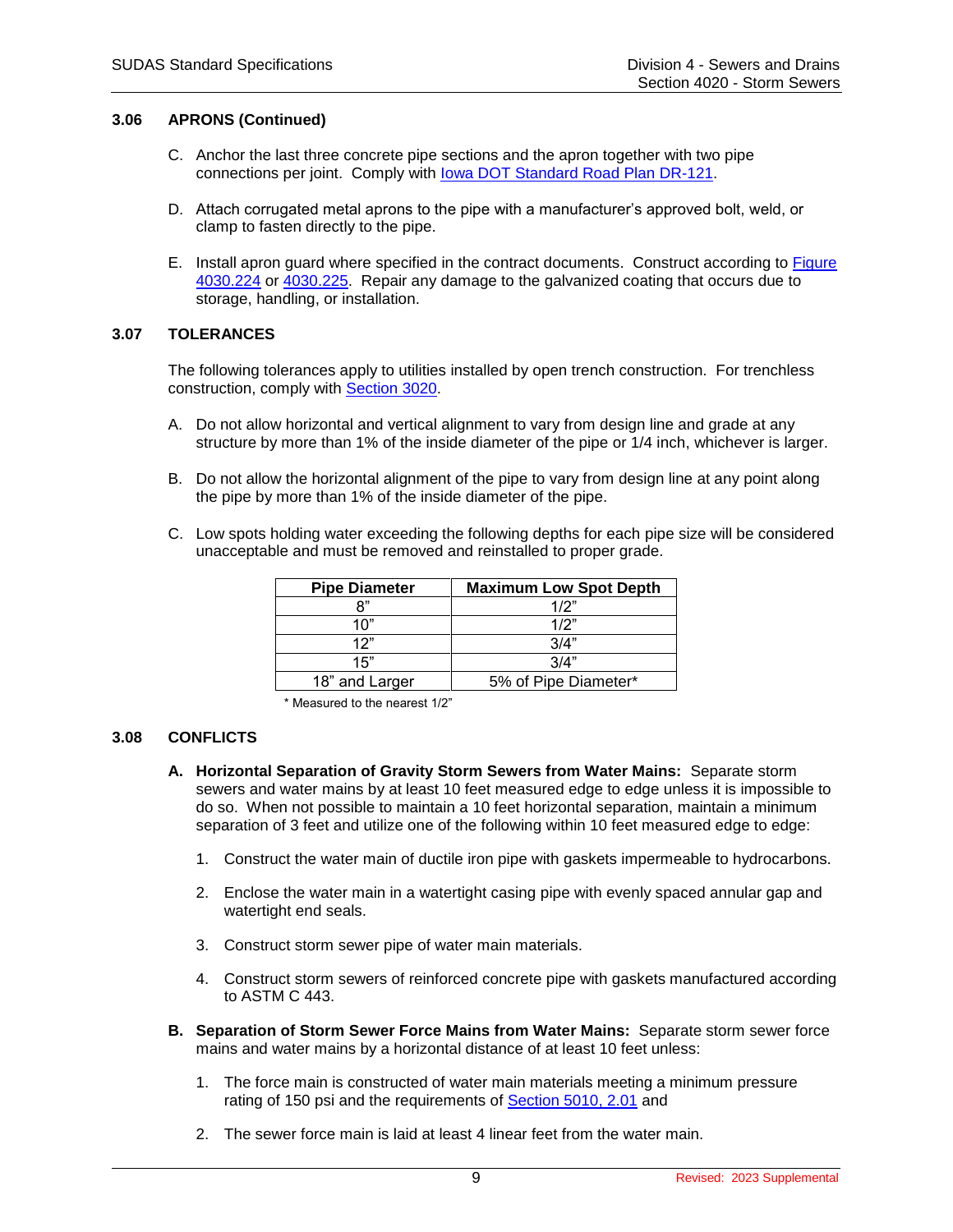### 3.06 APRONS (Continued)

C. Anchor the last three concrete pipe sections and the apron together with two pipe connections per joint. Comply with Iowa DOT Standard Road Plan DR-121.

D. Attach corrugated metal aprons to the pipe with a manufacturer's approved bolt, weld, or clamp to fasten directly to the pipe.

E. Install apron guard where specified in the contract documents. Construct according to Figure 4030.224 or 4030.225. Repair any damage to the galvanized coating that occurs due to storage, handling, or installation.

### 3.07 TOLERANCES

The following tolerances apply to utilities installed by open trench construction. For trenchless construction, comply with Section 3020.

A. Do not allow horizontal and vertical alignment to vary from design line and grade at any structure by more than 1% of the inside diameter of the pipe or 1/4 inch, whichever is larger.

B. Do not allow the horizontal alignment of the pipe to vary from design line at any point along the pipe by more than 1% of the inside diameter of the pipe.

C. Low spots holding water exceeding the following depths for each pipe size will be considered unacceptable and must be removed and reinstalled to proper grade.

| Pipe Diameter | Maximum Low Spot Depth |
|---|---|
| 8" | 1/2" |
| 10" | 1/2" |
| 12" | 3/4" |
| 15" | 3/4" |
| 18" and Larger | 5% of Pipe Diameter* |

\* Measured to the nearest 1/2"

### 3.08 CONFLICTS

**A. Horizontal Separation of Gravity Storm Sewers from Water Mains:** Separate storm sewers and water mains by at least 10 feet measured edge to edge unless it is impossible to do so. When not possible to maintain a 10 feet horizontal separation, maintain a minimum separation of 3 feet and utilize one of the following within 10 feet measured edge to edge:

1. Construct the water main of ductile iron pipe with gaskets impermeable to hydrocarbons.
2. Enclose the water main in a watertight casing pipe with evenly spaced annular gap and watertight end seals.
3. Construct storm sewer pipe of water main materials.
4. Construct storm sewers of reinforced concrete pipe with gaskets manufactured according to ASTM C 443.

**B. Separation of Storm Sewer Force Mains from Water Mains:** Separate storm sewer force mains and water mains by a horizontal distance of at least 10 feet unless:

1. The force main is constructed of water main materials meeting a minimum pressure rating of 150 psi and the requirements of Section 5010, 2.01 and
2. The sewer force main is laid at least 4 linear feet from the water main.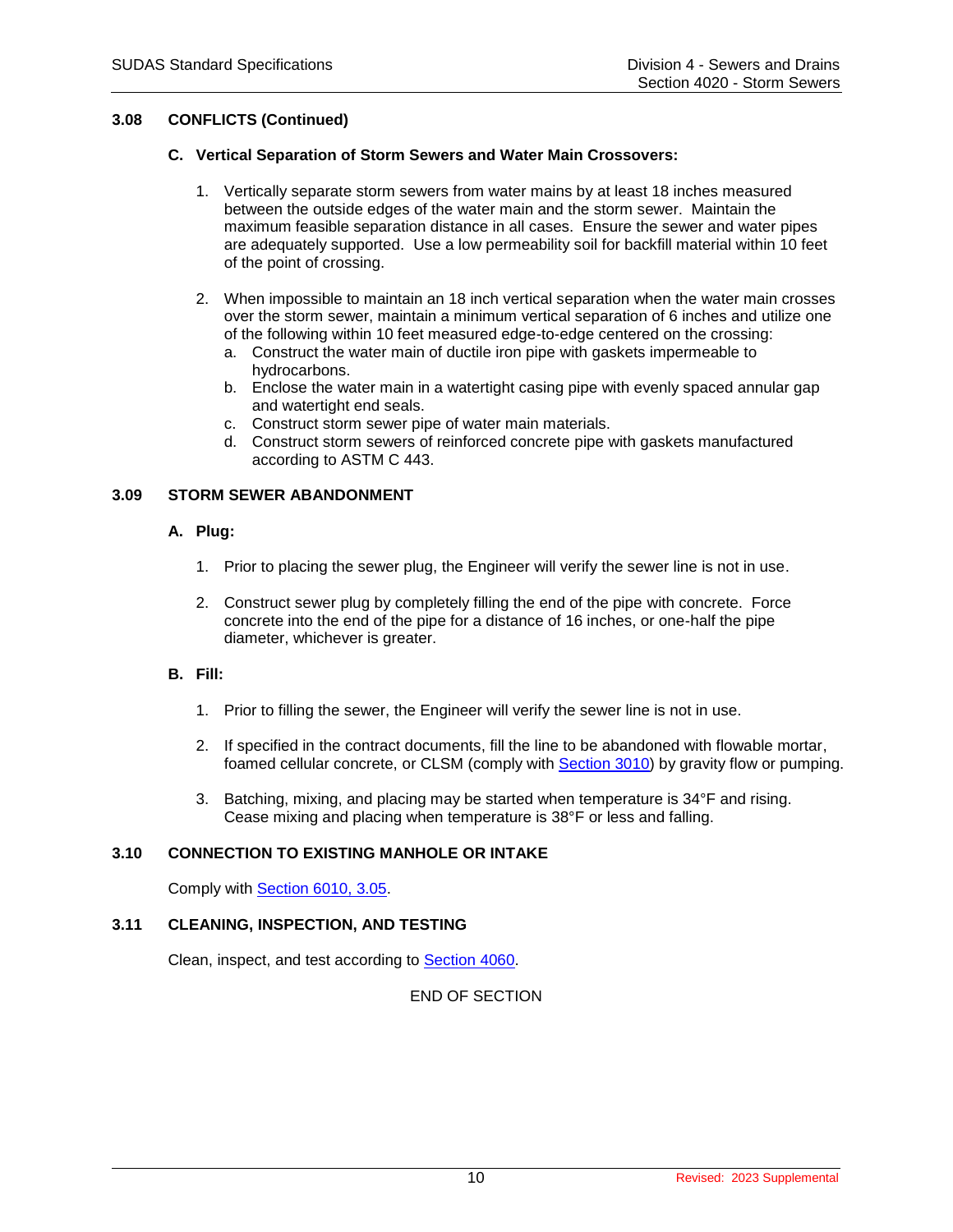## 3.08 CONFLICTS (Continued)

### C. Vertical Separation of Storm Sewers and Water Main Crossovers:

1. Vertically separate storm sewers from water mains by at least 18 inches measured between the outside edges of the water main and the storm sewer. Maintain the maximum feasible separation distance in all cases. Ensure the sewer and water pipes are adequately supported. Use a low permeability soil for backfill material within 10 feet of the point of crossing.

2. When impossible to maintain an 18 inch vertical separation when the water main crosses over the storm sewer, maintain a minimum vertical separation of 6 inches and utilize one of the following within 10 feet measured edge-to-edge centered on the crossing:
   a. Construct the water main of ductile iron pipe with gaskets impermeable to hydrocarbons.
   b. Enclose the water main in a watertight casing pipe with evenly spaced annular gap and watertight end seals.
   c. Construct storm sewer pipe of water main materials.
   d. Construct storm sewers of reinforced concrete pipe with gaskets manufactured according to ASTM C 443.

## 3.09 STORM SEWER ABANDONMENT

### A. Plug:

1. Prior to placing the sewer plug, the Engineer will verify the sewer line is not in use.

2. Construct sewer plug by completely filling the end of the pipe with concrete. Force concrete into the end of the pipe for a distance of 16 inches, or one-half the pipe diameter, whichever is greater.

### B. Fill:

1. Prior to filling the sewer, the Engineer will verify the sewer line is not in use.

2. If specified in the contract documents, fill the line to be abandoned with flowable mortar, foamed cellular concrete, or CLSM (comply with Section 3010) by gravity flow or pumping.

3. Batching, mixing, and placing may be started when temperature is 34°F and rising. Cease mixing and placing when temperature is 38°F or less and falling.

## 3.10 CONNECTION TO EXISTING MANHOLE OR INTAKE

Comply with Section 6010, 3.05.

## 3.11 CLEANING, INSPECTION, AND TESTING

Clean, inspect, and test according to Section 4060.

END OF SECTION